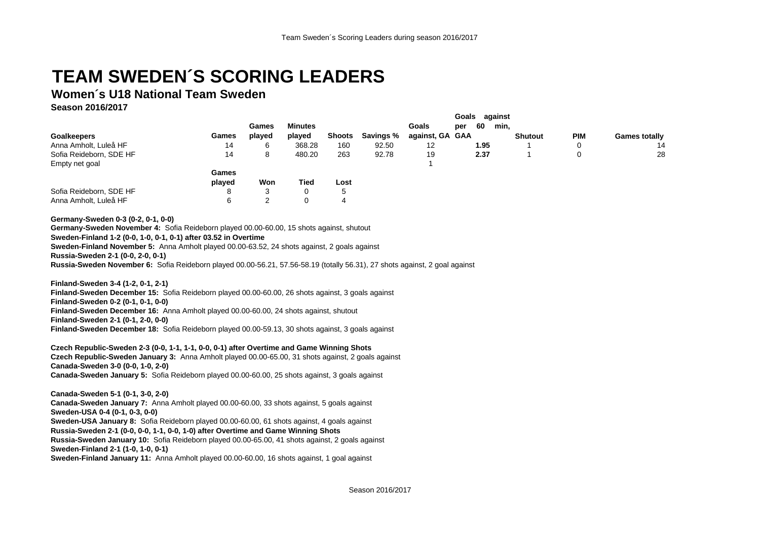# TEAM SWEDEN´S SCORING LEADERS

## Women´s U18 National Team Sweden

### Season 2016/2017

| Goalkeepers | Games | Games played | Minutes played | Shoots | Savings % | Goals against, GA | Goals against per 60 min, GAA | Shutout | PIM | Games totally |
|---|---|---|---|---|---|---|---|---|---|---|
| Anna Amholt, Luleå HF | 14 | 6 | 368.28 | 160 | 92.50 | 12 | **1.95** | 1 | 0 | 14 |
| Sofia Reideborn, SDE HF | 14 | 8 | 480.20 | 263 | 92.78 | 19 | **2.37** | 1 | 0 | 28 |
| Empty net goal | | | | | | 1 | | | | |

| | Games played | Won | Tied | Lost |
|---|---|---|---|---|
| Sofia Reideborn, SDE HF | 8 | 3 | 0 | 5 |
| Anna Amholt, Luleå HF | 6 | 2 | 0 | 4 |

**Germany-Sweden 0-3 (0-2, 0-1, 0-0)**
**Germany-Sweden November 4:** Sofia Reideborn played 00.00-60.00, 15 shots against, shutout
**Sweden-Finland 1-2 (0-0, 1-0, 0-1, 0-1) after 03.52 in Overtime**
**Sweden-Finland November 5:** Anna Amholt played 00.00-63.52, 24 shots against, 2 goals against
**Russia-Sweden 2-1 (0-0, 2-0, 0-1)**
**Russia-Sweden November 6:** Sofia Reideborn played 00.00-56.21, 57.56-58.19 (totally 56.31), 27 shots against, 2 goal against

**Finland-Sweden 3-4 (1-2, 0-1, 2-1)**
**Finland-Sweden December 15:** Sofia Reideborn played 00.00-60.00, 26 shots against, 3 goals against
**Finland-Sweden 0-2 (0-1, 0-1, 0-0)**
**Finland-Sweden December 16:** Anna Amholt played 00.00-60.00, 24 shots against, shutout
**Finland-Sweden 2-1 (0-1, 2-0, 0-0)**
**Finland-Sweden December 18:** Sofia Reideborn played 00.00-59.13, 30 shots against, 3 goals against

**Czech Republic-Sweden 2-3 (0-0, 1-1, 1-1, 0-0, 0-1) after Overtime and Game Winning Shots**
**Czech Republic-Sweden January 3:** Anna Amholt played 00.00-65.00, 31 shots against, 2 goals against
**Canada-Sweden 3-0 (0-0, 1-0, 2-0)**
**Canada-Sweden January 5:** Sofia Reideborn played 00.00-60.00, 25 shots against, 3 goals against

**Canada-Sweden 5-1 (0-1, 3-0, 2-0)**
**Canada-Sweden January 7:** Anna Amholt played 00.00-60.00, 33 shots against, 5 goals against
**Sweden-USA 0-4 (0-1, 0-3, 0-0)**
**Sweden-USA January 8:** Sofia Reideborn played 00.00-60.00, 61 shots against, 4 goals against
**Russia-Sweden 2-1 (0-0, 0-0, 1-1, 0-0, 1-0) after Overtime and Game Winning Shots**
**Russia-Sweden January 10:** Sofia Reideborn played 00.00-65.00, 41 shots against, 2 goals against
**Sweden-Finland 2-1 (1-0, 1-0, 0-1)**
**Sweden-Finland January 11:** Anna Amholt played 00.00-60.00, 16 shots against, 1 goal against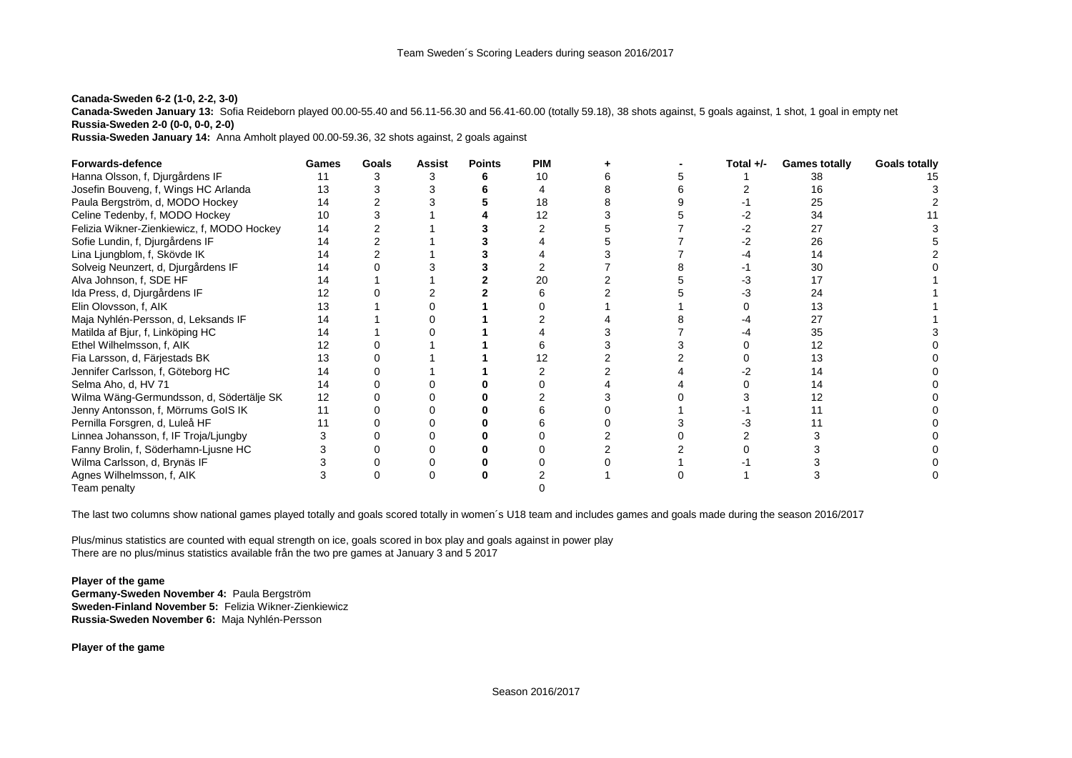Team Sweden´s Scoring Leaders during season 2016/2017

**Canada-Sweden 6-2 (1-0, 2-2, 3-0)**
**Canada-Sweden January 13:** Sofia Reideborn played 00.00-55.40 and 56.11-56.30 and 56.41-60.00 (totally 59.18), 38 shots against, 5 goals against, 1 shot, 1 goal in empty net
**Russia-Sweden 2-0 (0-0, 0-0, 2-0)**
**Russia-Sweden January 14:** Anna Amholt played 00.00-59.36, 32 shots against, 2 goals against

| Forwards-defence | Games | Goals | Assist | Points | PIM | + | - | Total +/- | Games totally | Goals totally |
|---|---|---|---|---|---|---|---|---|---|---|
| Hanna Olsson, f, Djurgårdens IF | 11 | 3 | 3 | **6** | 10 | 6 | 5 | 1 | 38 | 15 |
| Josefin Bouveng, f, Wings HC Arlanda | 13 | 3 | 3 | **6** | 4 | 8 | 6 | 2 | 16 | 3 |
| Paula Bergström, d, MODO Hockey | 14 | 2 | 3 | **5** | 18 | 8 | 9 | -1 | 25 | 2 |
| Celine Tedenby, f, MODO Hockey | 10 | 3 | 1 | **4** | 12 | 3 | 5 | -2 | 34 | 11 |
| Felizia Wikner-Zienkiewicz, f, MODO Hockey | 14 | 2 | 1 | **3** | 2 | 5 | 7 | -2 | 27 | 3 |
| Sofie Lundin, f, Djurgårdens IF | 14 | 2 | 1 | **3** | 4 | 5 | 7 | -2 | 26 | 5 |
| Lina Ljungblom, f, Skövde IK | 14 | 2 | 1 | **3** | 4 | 3 | 7 | -4 | 14 | 2 |
| Solveig Neunzert, d, Djurgårdens IF | 14 | 0 | 3 | **3** | 2 | 7 | 8 | -1 | 30 | 0 |
| Alva Johnson, f, SDE HF | 14 | 1 | 1 | **2** | 20 | 2 | 5 | -3 | 17 | 1 |
| Ida Press, d, Djurgårdens IF | 12 | 0 | 2 | **2** | 6 | 2 | 5 | -3 | 24 | 1 |
| Elin Olovsson, f, AIK | 13 | 1 | 0 | **1** | 0 | 1 | 1 | 0 | 13 | 1 |
| Maja Nyhlén-Persson, d, Leksands IF | 14 | 1 | 0 | **1** | 2 | 4 | 8 | -4 | 27 | 1 |
| Matilda af Bjur, f, Linköping HC | 14 | 1 | 0 | **1** | 4 | 3 | 7 | -4 | 35 | 3 |
| Ethel Wilhelmsson, f, AIK | 12 | 0 | 1 | **1** | 6 | 3 | 3 | 0 | 12 | 0 |
| Fia Larsson, d, Färjestads BK | 13 | 0 | 1 | **1** | 12 | 2 | 2 | 0 | 13 | 0 |
| Jennifer Carlsson, f, Göteborg HC | 14 | 0 | 1 | **1** | 2 | 2 | 4 | -2 | 14 | 0 |
| Selma Aho, d, HV 71 | 14 | 0 | 0 | **0** | 0 | 4 | 4 | 0 | 14 | 0 |
| Wilma Wäng-Germundsson, d, Södertälje SK | 12 | 0 | 0 | **0** | 2 | 3 | 0 | 3 | 12 | 0 |
| Jenny Antonsson, f, Mörrums GoIS IK | 11 | 0 | 0 | **0** | 6 | 0 | 1 | -1 | 11 | 0 |
| Pernilla Forsgren, d, Luleå HF | 11 | 0 | 0 | **0** | 6 | 0 | 3 | -3 | 11 | 0 |
| Linnea Johansson, f, IF Troja/Ljungby | 3 | 0 | 0 | **0** | 0 | 2 | 0 | 2 | 3 | 0 |
| Fanny Brolin, f, Söderhamn-Ljusne HC | 3 | 0 | 0 | **0** | 0 | 2 | 2 | 0 | 3 | 0 |
| Wilma Carlsson, d, Brynäs IF | 3 | 0 | 0 | **0** | 0 | 0 | 1 | -1 | 3 | 0 |
| Agnes Wilhelmsson, f, AIK | 3 | 0 | 0 | **0** | 2 | 1 | 0 | 1 | 3 | 0 |
| Team penalty | | | | | 0 | | | | | |

The last two columns show national games played totally and goals scored totally in women´s U18 team and includes games and goals made during the season 2016/2017

Plus/minus statistics are counted with equal strength on ice, goals scored in box play and goals against in power play
There are no plus/minus statistics available från the two pre games at January 3 and 5 2017

**Player of the game**
**Germany-Sweden November 4:** Paula Bergström
**Sweden-Finland November 5:** Felizia Wikner-Zienkiewicz
**Russia-Sweden November 6:** Maja Nyhlén-Persson

**Player of the game**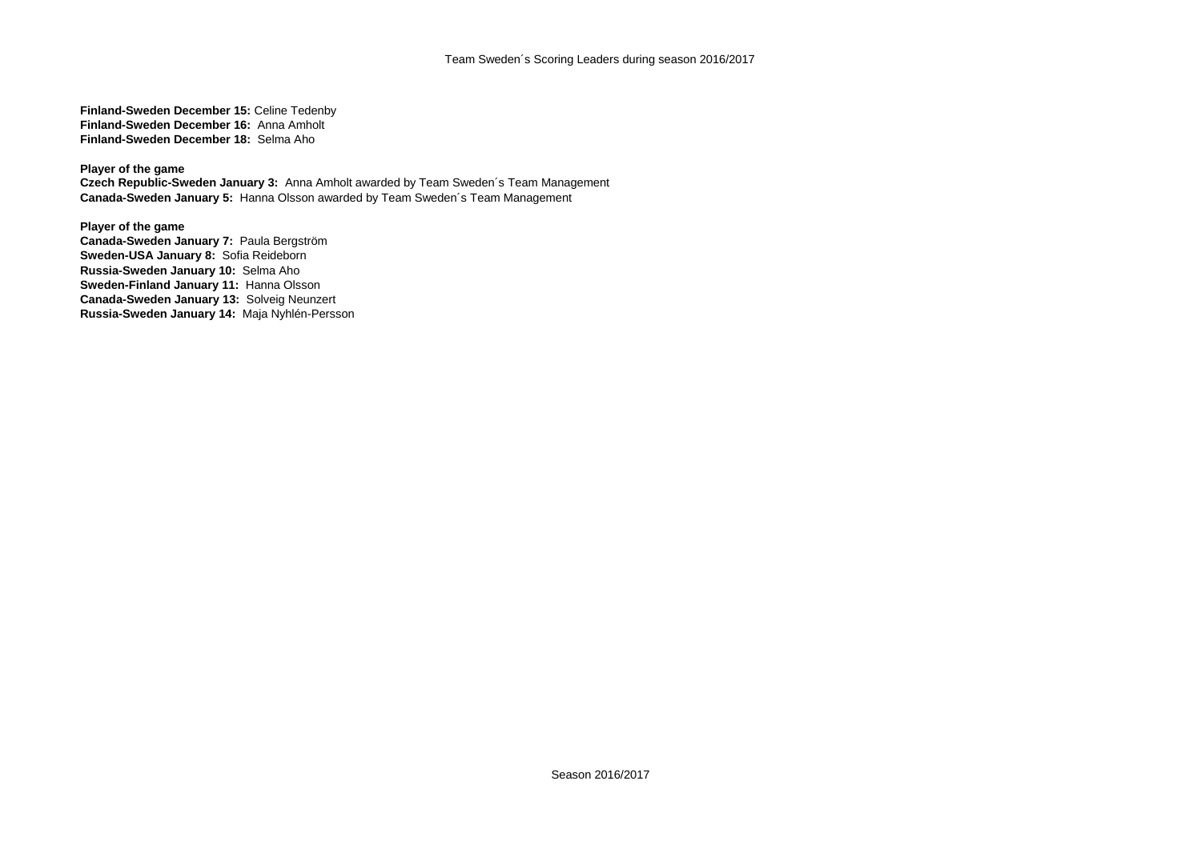Team Sweden´s Scoring Leaders during season 2016/2017

**Finland-Sweden December 15:** Celine Tedenby
**Finland-Sweden December 16:** Anna Amholt
**Finland-Sweden December 18:** Selma Aho

**Player of the game**
**Czech Republic-Sweden January 3:** Anna Amholt awarded by Team Sweden´s Team Management
**Canada-Sweden January 5:** Hanna Olsson awarded by Team Sweden´s Team Management

**Player of the game**
**Canada-Sweden January 7:** Paula Bergström
**Sweden-USA January 8:** Sofia Reideborn
**Russia-Sweden January 10:** Selma Aho
**Sweden-Finland January 11:** Hanna Olsson
**Canada-Sweden January 13:** Solveig Neunzert
**Russia-Sweden January 14:** Maja Nyhlén-Persson